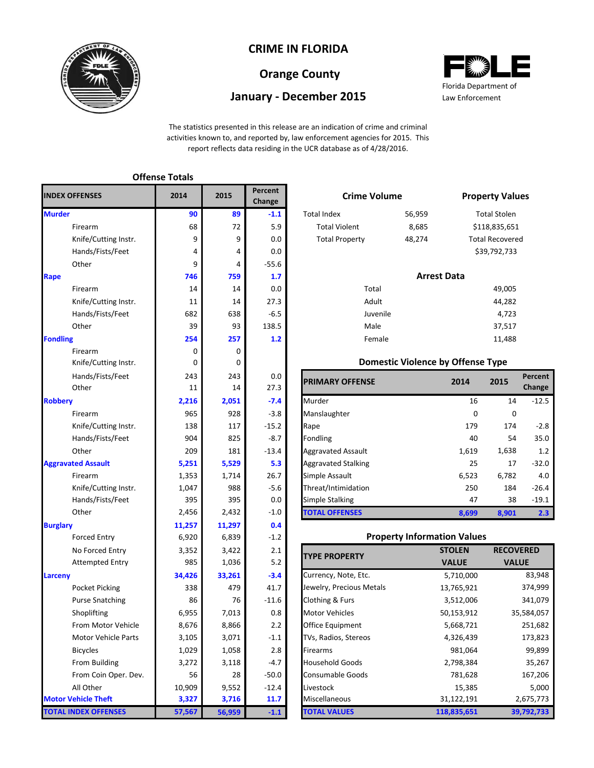# CRIME IN FLORIDA

## Orange County

## January - December 2015

Florida Department of Law Enforcement

The statistics presented in this release are an indication of crime and criminal activities known to, and reported by, law enforcement agencies for 2015. This report reflects data residing in the UCR database as of 4/28/2016.

### Offense Totals

| INDEX OFFENSES | 2014 | 2015 | Percent Change |
|---|---|---|---|
| **Murder** | **90** | **89** | **-1.1** |
| Firearm | 68 | 72 | 5.9 |
| Knife/Cutting Instr. | 9 | 9 | 0.0 |
| Hands/Fists/Feet | 4 | 4 | 0.0 |
| Other | 9 | 4 | -55.6 |
| **Rape** | **746** | **759** | **1.7** |
| Firearm | 14 | 14 | 0.0 |
| Knife/Cutting Instr. | 11 | 14 | 27.3 |
| Hands/Fists/Feet | 682 | 638 | -6.5 |
| Other | 39 | 93 | 138.5 |
| **Fondling** | **254** | **257** | **1.2** |
| Firearm | 0 | 0 | |
| Knife/Cutting Instr. | 0 | 0 | |
| Hands/Fists/Feet | 243 | 243 | 0.0 |
| Other | 11 | 14 | 27.3 |
| **Robbery** | **2,216** | **2,051** | **-7.4** |
| Firearm | 965 | 928 | -3.8 |
| Knife/Cutting Instr. | 138 | 117 | -15.2 |
| Hands/Fists/Feet | 904 | 825 | -8.7 |
| Other | 209 | 181 | -13.4 |
| **Aggravated Assault** | **5,251** | **5,529** | **5.3** |
| Firearm | 1,353 | 1,714 | 26.7 |
| Knife/Cutting Instr. | 1,047 | 988 | -5.6 |
| Hands/Fists/Feet | 395 | 395 | 0.0 |
| Other | 2,456 | 2,432 | -1.0 |
| **Burglary** | **11,257** | **11,297** | **0.4** |
| Forced Entry | 6,920 | 6,839 | -1.2 |
| No Forced Entry | 3,352 | 3,422 | 2.1 |
| Attempted Entry | 985 | 1,036 | 5.2 |
| **Larceny** | **34,426** | **33,261** | **-3.4** |
| Pocket Picking | 338 | 479 | 41.7 |
| Purse Snatching | 86 | 76 | -11.6 |
| Shoplifting | 6,955 | 7,013 | 0.8 |
| From Motor Vehicle | 8,676 | 8,866 | 2.2 |
| Motor Vehicle Parts | 3,105 | 3,071 | -1.1 |
| Bicycles | 1,029 | 1,058 | 2.8 |
| From Building | 3,272 | 3,118 | -4.7 |
| From Coin Oper. Dev. | 56 | 28 | -50.0 |
| All Other | 10,909 | 9,552 | -12.4 |
| **Motor Vehicle Theft** | **3,327** | **3,716** | **11.7** |
| **TOTAL INDEX OFFENSES** | **57,567** | **56,959** | **-1.1** |

### Crime Volume

| | |
|---|---|
| Total Index | 56,959 |
| Total Violent | 8,685 |
| Total Property | 48,274 |

### Property Values

| | |
|---|---|
| Total Stolen | $118,835,651 |
| Total Recovered | $39,792,733 |

### Arrest Data

| | |
|---|---|
| Total | 49,005 |
| Adult | 44,282 |
| Juvenile | 4,723 |
| Male | 37,517 |
| Female | 11,488 |

### Domestic Violence by Offense Type

| PRIMARY OFFENSE | 2014 | 2015 | Percent Change |
|---|---|---|---|
| Murder | 16 | 14 | -12.5 |
| Manslaughter | 0 | 0 | |
| Rape | 179 | 174 | -2.8 |
| Fondling | 40 | 54 | 35.0 |
| Aggravated Assault | 1,619 | 1,638 | 1.2 |
| Aggravated Stalking | 25 | 17 | -32.0 |
| Simple Assault | 6,523 | 6,782 | 4.0 |
| Threat/Intimidation | 250 | 184 | -26.4 |
| Simple Stalking | 47 | 38 | -19.1 |
| **TOTAL OFFENSES** | **8,699** | **8,901** | **2.3** |

### Property Information Values

| TYPE PROPERTY | STOLEN VALUE | RECOVERED VALUE |
|---|---|---|
| Currency, Note, Etc. | 5,710,000 | 83,948 |
| Jewelry, Precious Metals | 13,765,921 | 374,999 |
| Clothing & Furs | 3,512,006 | 341,079 |
| Motor Vehicles | 50,153,912 | 35,584,057 |
| Office Equipment | 5,668,721 | 251,682 |
| TVs, Radios, Stereos | 4,326,439 | 173,823 |
| Firearms | 981,064 | 99,899 |
| Household Goods | 2,798,384 | 35,267 |
| Consumable Goods | 781,628 | 167,206 |
| Livestock | 15,385 | 5,000 |
| Miscellaneous | 31,122,191 | 2,675,773 |
| **TOTAL VALUES** | **118,835,651** | **39,792,733** |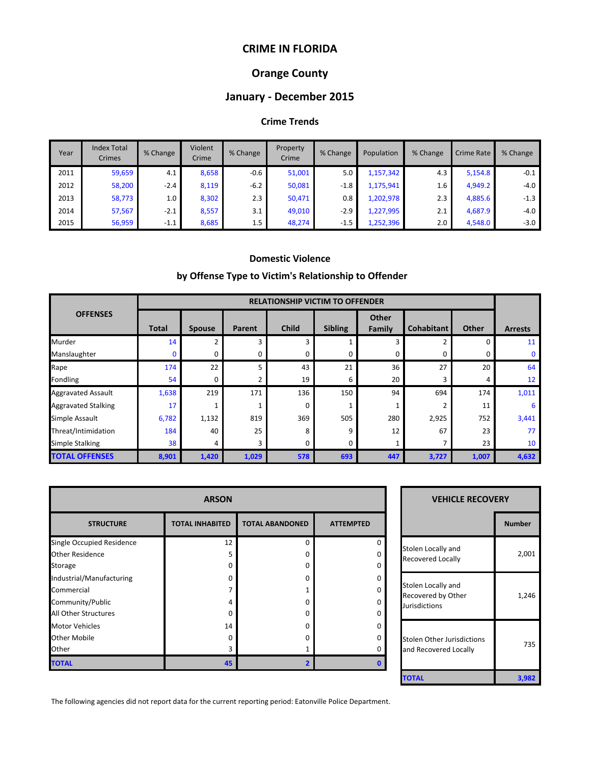# CRIME IN FLORIDA

## Orange County

## January - December 2015

### Crime Trends

| Year | Index Total Crimes | % Change | Violent Crime | % Change | Property Crime | % Change | Population | % Change | Crime Rate | % Change |
|---|---|---|---|---|---|---|---|---|---|---|
| 2011 | 59,659 | 4.1 | 8,658 | -0.6 | 51,001 | 5.0 | 1,157,342 | 4.3 | 5,154.8 | -0.1 |
| 2012 | 58,200 | -2.4 | 8,119 | -6.2 | 50,081 | -1.8 | 1,175,941 | 1.6 | 4,949.2 | -4.0 |
| 2013 | 58,773 | 1.0 | 8,302 | 2.3 | 50,471 | 0.8 | 1,202,978 | 2.3 | 4,885.6 | -1.3 |
| 2014 | 57,567 | -2.1 | 8,557 | 3.1 | 49,010 | -2.9 | 1,227,995 | 2.1 | 4,687.9 | -4.0 |
| 2015 | 56,959 | -1.1 | 8,685 | 1.5 | 48,274 | -1.5 | 1,252,396 | 2.0 | 4,548.0 | -3.0 |

### Domestic Violence

### by Offense Type to Victim's Relationship to Offender

| OFFENSES | RELATIONSHIP VICTIM TO OFFENDER | | | | | | | | Arrests |
|---|---|---|---|---|---|---|---|---|---|
| | Total | Spouse | Parent | Child | Sibling | Other Family | Cohabitant | Other | |
| Murder | 14 | 2 | 3 | 3 | 1 | 3 | 2 | 0 | 11 |
| Manslaughter | 0 | 0 | 0 | 0 | 0 | 0 | 0 | 0 | 0 |
| Rape | 174 | 22 | 5 | 43 | 21 | 36 | 27 | 20 | 64 |
| Fondling | 54 | 0 | 2 | 19 | 6 | 20 | 3 | 4 | 12 |
| Aggravated Assault | 1,638 | 219 | 171 | 136 | 150 | 94 | 694 | 174 | 1,011 |
| Aggravated Stalking | 17 | 1 | 1 | 0 | 1 | 1 | 2 | 11 | 6 |
| Simple Assault | 6,782 | 1,132 | 819 | 369 | 505 | 280 | 2,925 | 752 | 3,441 |
| Threat/Intimidation | 184 | 40 | 25 | 8 | 9 | 12 | 67 | 23 | 77 |
| Simple Stalking | 38 | 4 | 3 | 0 | 0 | 1 | 7 | 23 | 10 |
| **TOTAL OFFENSES** | **8,901** | **1,420** | **1,029** | **578** | **693** | **447** | **3,727** | **1,007** | **4,632** |

| ARSON | | | |
|---|---|---|---|
| STRUCTURE | TOTAL INHABITED | TOTAL ABANDONED | ATTEMPTED |
| Single Occupied Residence | 12 | 0 | 0 |
| Other Residence | 5 | 0 | 0 |
| Storage | 0 | 0 | 0 |
| Industrial/Manufacturing | 0 | 0 | 0 |
| Commercial | 7 | 1 | 0 |
| Community/Public | 4 | 0 | 0 |
| All Other Structures | 0 | 0 | 0 |
| Motor Vehicles | 14 | 0 | 0 |
| Other Mobile | 0 | 0 | 0 |
| Other | 3 | 1 | 0 |
| **TOTAL** | **45** | **2** | **0** |

| VEHICLE RECOVERY | Number |
|---|---|
| Stolen Locally and Recovered Locally | 2,001 |
| Stolen Locally and Recovered by Other Jurisdictions | 1,246 |
| Stolen Other Jurisdictions and Recovered Locally | 735 |
| **TOTAL** | **3,982** |

The following agencies did not report data for the current reporting period: Eatonville Police Department.